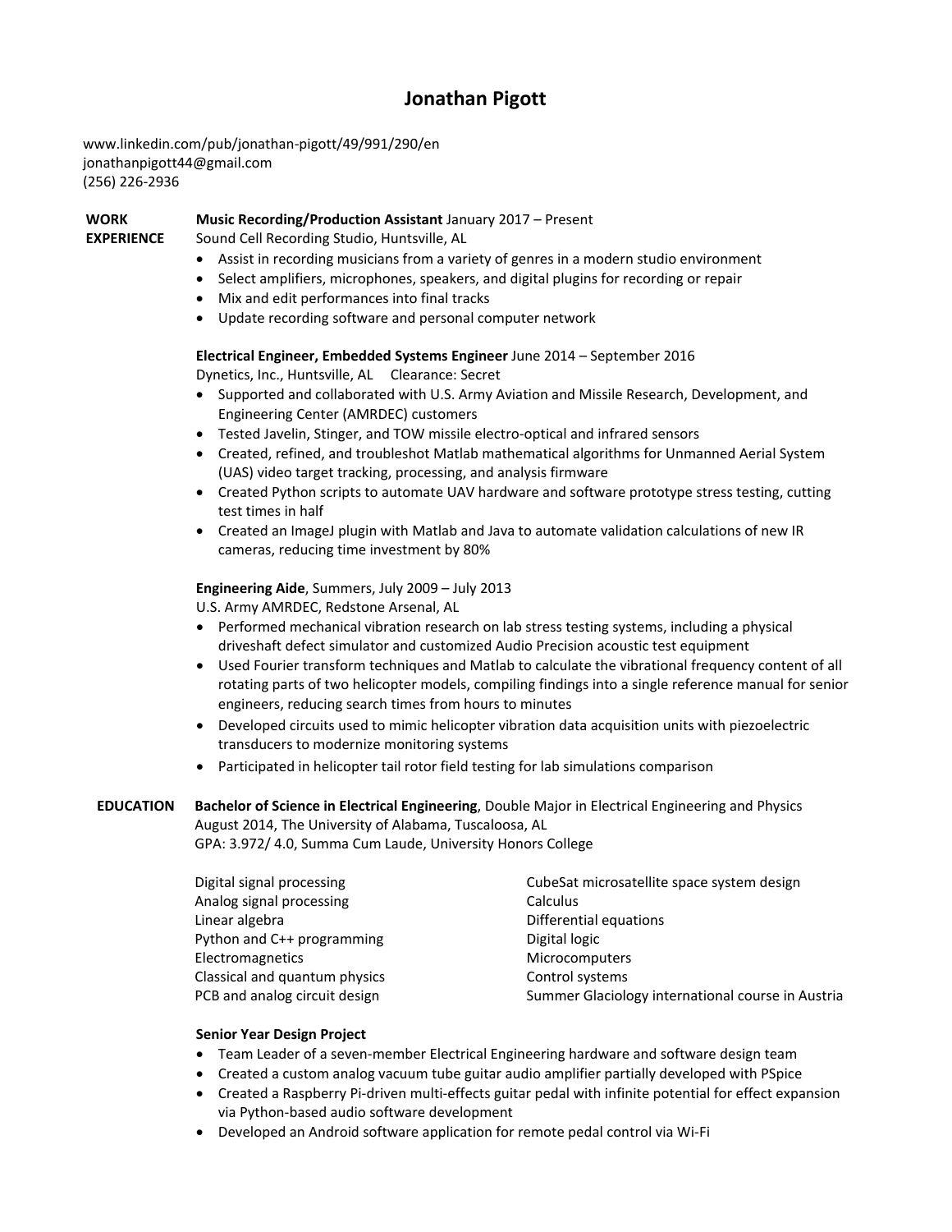# Jonathan Pigott

www.linkedin.com/pub/jonathan-pigott/49/991/290/en
jonathanpigott44@gmail.com
(256) 226-2936

## WORK EXPERIENCE

**Music Recording/Production Assistant** January 2017 – Present
Sound Cell Recording Studio, Huntsville, AL

- Assist in recording musicians from a variety of genres in a modern studio environment
- Select amplifiers, microphones, speakers, and digital plugins for recording or repair
- Mix and edit performances into final tracks
- Update recording software and personal computer network

**Electrical Engineer, Embedded Systems Engineer** June 2014 – September 2016
Dynetics, Inc., Huntsville, AL Clearance: Secret

- Supported and collaborated with U.S. Army Aviation and Missile Research, Development, and Engineering Center (AMRDEC) customers
- Tested Javelin, Stinger, and TOW missile electro-optical and infrared sensors
- Created, refined, and troubleshot Matlab mathematical algorithms for Unmanned Aerial System (UAS) video target tracking, processing, and analysis firmware
- Created Python scripts to automate UAV hardware and software prototype stress testing, cutting test times in half
- Created an ImageJ plugin with Matlab and Java to automate validation calculations of new IR cameras, reducing time investment by 80%

**Engineering Aide**, Summers, July 2009 – July 2013
U.S. Army AMRDEC, Redstone Arsenal, AL

- Performed mechanical vibration research on lab stress testing systems, including a physical driveshaft defect simulator and customized Audio Precision acoustic test equipment
- Used Fourier transform techniques and Matlab to calculate the vibrational frequency content of all rotating parts of two helicopter models, compiling findings into a single reference manual for senior engineers, reducing search times from hours to minutes
- Developed circuits used to mimic helicopter vibration data acquisition units with piezoelectric transducers to modernize monitoring systems
- Participated in helicopter tail rotor field testing for lab simulations comparison

## EDUCATION

**Bachelor of Science in Electrical Engineering**, Double Major in Electrical Engineering and Physics
August 2014, The University of Alabama, Tuscaloosa, AL
GPA: 3.972/ 4.0, Summa Cum Laude, University Honors College

Digital signal processing
Analog signal processing
Linear algebra
Python and C++ programming
Electromagnetics
Classical and quantum physics
PCB and analog circuit design
CubeSat microsatellite space system design
Calculus
Differential equations
Digital logic
Microcomputers
Control systems
Summer Glaciology international course in Austria

**Senior Year Design Project**

- Team Leader of a seven-member Electrical Engineering hardware and software design team
- Created a custom analog vacuum tube guitar audio amplifier partially developed with PSpice
- Created a Raspberry Pi-driven multi-effects guitar pedal with infinite potential for effect expansion via Python-based audio software development
- Developed an Android software application for remote pedal control via Wi-Fi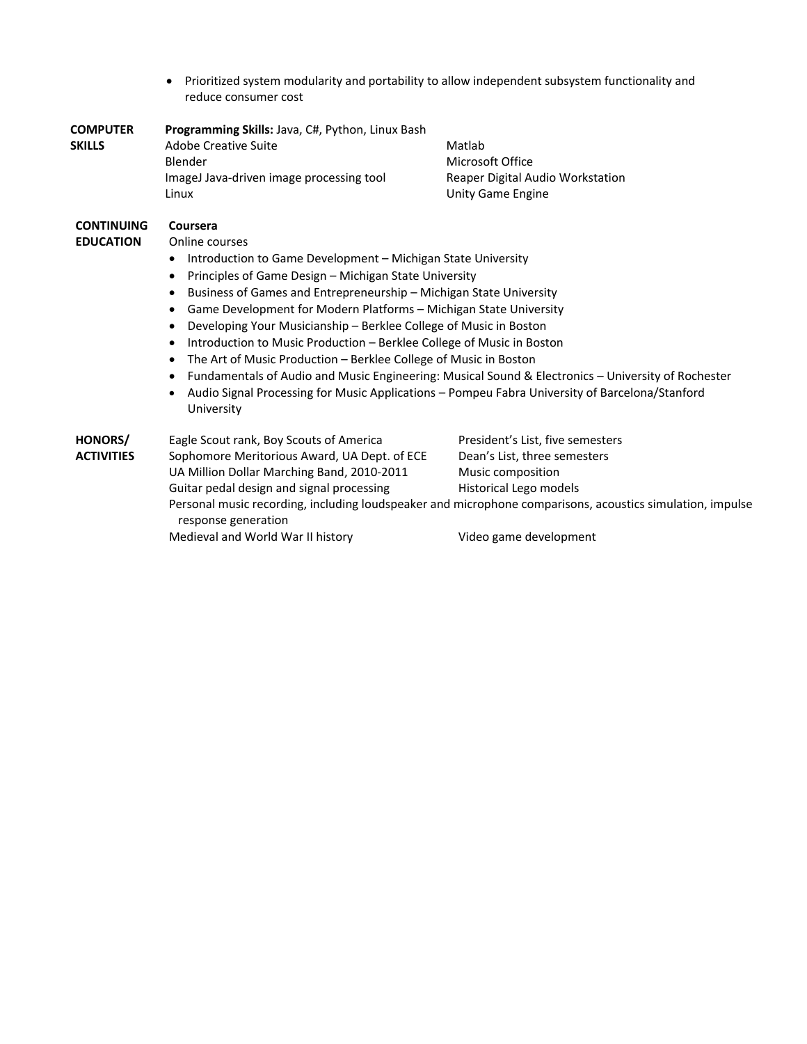- Prioritized system modularity and portability to allow independent subsystem functionality and reduce consumer cost

## COMPUTER SKILLS

**Programming Skills:** Java, C#, Python, Linux Bash

Adobe Creative Suite
Blender
ImageJ Java-driven image processing tool
Linux
Matlab
Microsoft Office
Reaper Digital Audio Workstation
Unity Game Engine

## CONTINUING EDUCATION

**Coursera**

Online courses

- Introduction to Game Development – Michigan State University
- Principles of Game Design – Michigan State University
- Business of Games and Entrepreneurship – Michigan State University
- Game Development for Modern Platforms – Michigan State University
- Developing Your Musicianship – Berklee College of Music in Boston
- Introduction to Music Production – Berklee College of Music in Boston
- The Art of Music Production – Berklee College of Music in Boston
- Fundamentals of Audio and Music Engineering: Musical Sound & Electronics – University of Rochester
- Audio Signal Processing for Music Applications – Pompeu Fabra University of Barcelona/Stanford University

## HONORS/ ACTIVITIES

Eagle Scout rank, Boy Scouts of America
President's List, five semesters
Sophomore Meritorious Award, UA Dept. of ECE
Dean's List, three semesters
UA Million Dollar Marching Band, 2010-2011
Music composition
Guitar pedal design and signal processing
Historical Lego models
Personal music recording, including loudspeaker and microphone comparisons, acoustics simulation, impulse response generation
Medieval and World War II history
Video game development